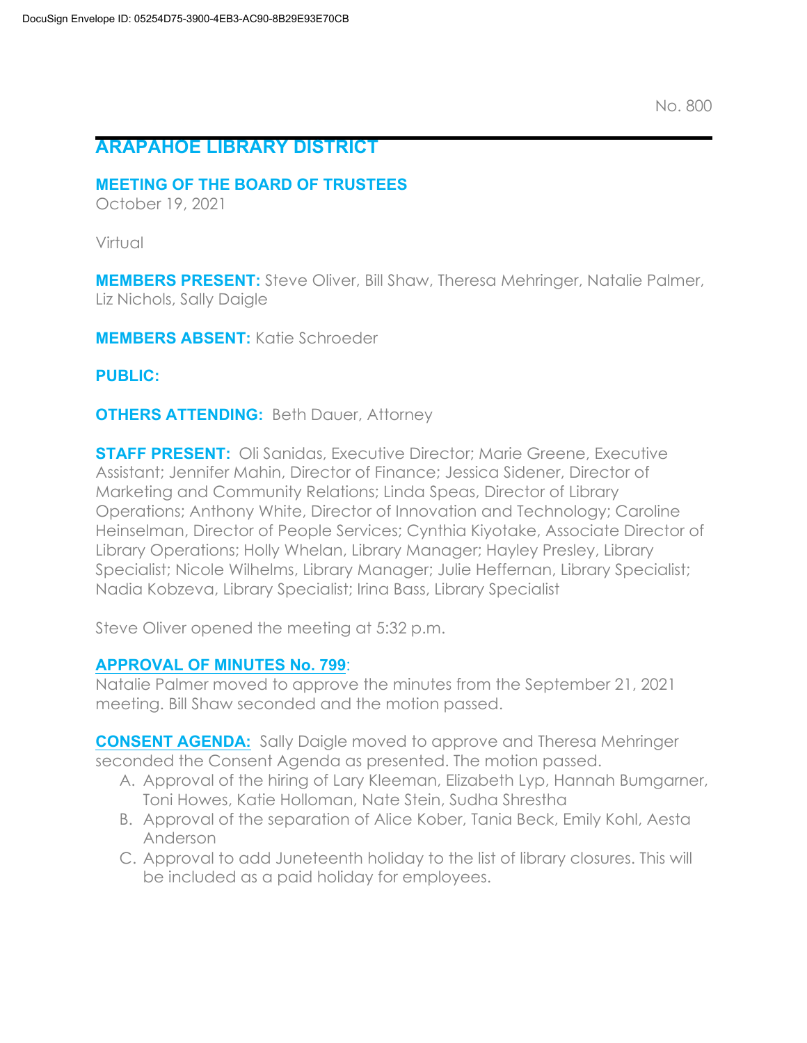No. 800

# ARAPAHOE LIBRARY DISTRICT

## MEETING OF THE BOARD OF TRUSTEES

October 19, 2021

Virtual

**MEMBERS PRESENT:** Steve Oliver, Bill Shaw, Theresa Mehringer, Natalie Palmer, Liz Nichols, Sally Daigle

**MEMBERS ABSENT:** Katie Schroeder

**PUBLIC:**

**OTHERS ATTENDING:** Beth Dauer, Attorney

**STAFF PRESENT:** Oli Sanidas, Executive Director; Marie Greene, Executive Assistant; Jennifer Mahin, Director of Finance; Jessica Sidener, Director of Marketing and Community Relations; Linda Speas, Director of Library Operations; Anthony White, Director of Innovation and Technology; Caroline Heinselman, Director of People Services; Cynthia Kiyotake, Associate Director of Library Operations; Holly Whelan, Library Manager; Hayley Presley, Library Specialist; Nicole Wilhelms, Library Manager; Julie Heffernan, Library Specialist; Nadia Kobzeva, Library Specialist; Irina Bass, Library Specialist

Steve Oliver opened the meeting at 5:32 p.m.

**APPROVAL OF MINUTES No. 799**:
Natalie Palmer moved to approve the minutes from the September 21, 2021 meeting. Bill Shaw seconded and the motion passed.

**CONSENT AGENDA:** Sally Daigle moved to approve and Theresa Mehringer seconded the Consent Agenda as presented. The motion passed.

A. Approval of the hiring of Lary Kleeman, Elizabeth Lyp, Hannah Bumgarner, Toni Howes, Katie Holloman, Nate Stein, Sudha Shrestha
B. Approval of the separation of Alice Kober, Tania Beck, Emily Kohl, Aesta Anderson
C. Approval to add Juneteenth holiday to the list of library closures. This will be included as a paid holiday for employees.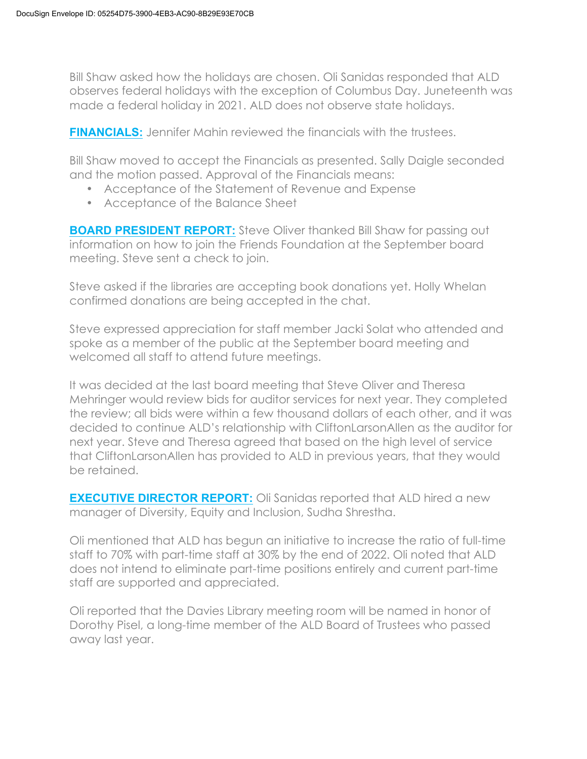Bill Shaw asked how the holidays are chosen. Oli Sanidas responded that ALD observes federal holidays with the exception of Columbus Day. Juneteenth was made a federal holiday in 2021. ALD does not observe state holidays.

**FINANCIALS:** Jennifer Mahin reviewed the financials with the trustees.

Bill Shaw moved to accept the Financials as presented. Sally Daigle seconded and the motion passed. Approval of the Financials means:

- Acceptance of the Statement of Revenue and Expense
- Acceptance of the Balance Sheet

**BOARD PRESIDENT REPORT:** Steve Oliver thanked Bill Shaw for passing out information on how to join the Friends Foundation at the September board meeting. Steve sent a check to join.

Steve asked if the libraries are accepting book donations yet. Holly Whelan confirmed donations are being accepted in the chat.

Steve expressed appreciation for staff member Jacki Solat who attended and spoke as a member of the public at the September board meeting and welcomed all staff to attend future meetings.

It was decided at the last board meeting that Steve Oliver and Theresa Mehringer would review bids for auditor services for next year. They completed the review; all bids were within a few thousand dollars of each other, and it was decided to continue ALD's relationship with CliftonLarsonAllen as the auditor for next year. Steve and Theresa agreed that based on the high level of service that CliftonLarsonAllen has provided to ALD in previous years, that they would be retained.

**EXECUTIVE DIRECTOR REPORT:** Oli Sanidas reported that ALD hired a new manager of Diversity, Equity and Inclusion, Sudha Shrestha.

Oli mentioned that ALD has begun an initiative to increase the ratio of full-time staff to 70% with part-time staff at 30% by the end of 2022. Oli noted that ALD does not intend to eliminate part-time positions entirely and current part-time staff are supported and appreciated.

Oli reported that the Davies Library meeting room will be named in honor of Dorothy Pisel, a long-time member of the ALD Board of Trustees who passed away last year.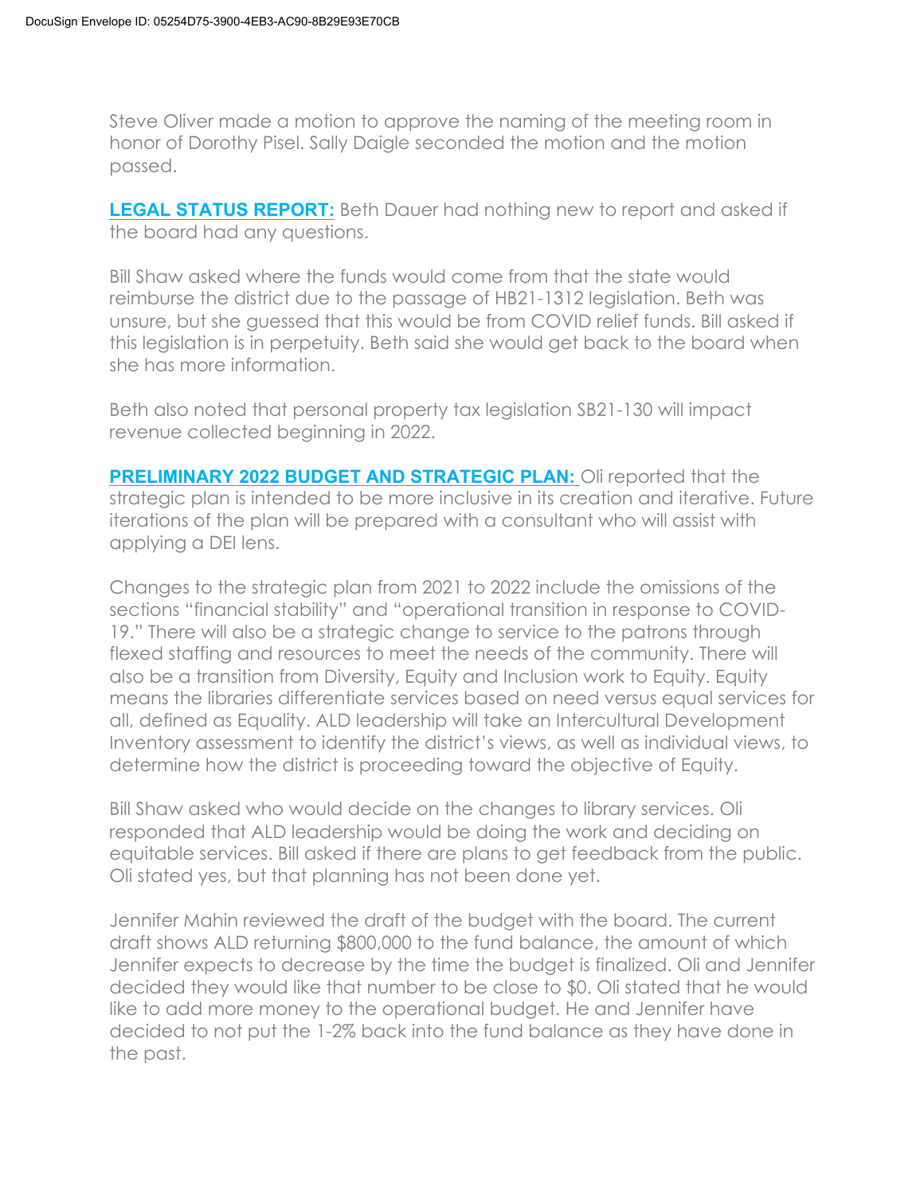Steve Oliver made a motion to approve the naming of the meeting room in honor of Dorothy Pisel. Sally Daigle seconded the motion and the motion passed.

**LEGAL STATUS REPORT:** Beth Dauer had nothing new to report and asked if the board had any questions.

Bill Shaw asked where the funds would come from that the state would reimburse the district due to the passage of HB21-1312 legislation. Beth was unsure, but she guessed that this would be from COVID relief funds. Bill asked if this legislation is in perpetuity. Beth said she would get back to the board when she has more information.

Beth also noted that personal property tax legislation SB21-130 will impact revenue collected beginning in 2022.

**PRELIMINARY 2022 BUDGET AND STRATEGIC PLAN:** Oli reported that the strategic plan is intended to be more inclusive in its creation and iterative. Future iterations of the plan will be prepared with a consultant who will assist with applying a DEI lens.

Changes to the strategic plan from 2021 to 2022 include the omissions of the sections "financial stability" and "operational transition in response to COVID-19." There will also be a strategic change to service to the patrons through flexed staffing and resources to meet the needs of the community. There will also be a transition from Diversity, Equity and Inclusion work to Equity. Equity means the libraries differentiate services based on need versus equal services for all, defined as Equality. ALD leadership will take an Intercultural Development Inventory assessment to identify the district's views, as well as individual views, to determine how the district is proceeding toward the objective of Equity.

Bill Shaw asked who would decide on the changes to library services. Oli responded that ALD leadership would be doing the work and deciding on equitable services. Bill asked if there are plans to get feedback from the public. Oli stated yes, but that planning has not been done yet.

Jennifer Mahin reviewed the draft of the budget with the board. The current draft shows ALD returning $800,000 to the fund balance, the amount of which Jennifer expects to decrease by the time the budget is finalized. Oli and Jennifer decided they would like that number to be close to $0. Oli stated that he would like to add more money to the operational budget. He and Jennifer have decided to not put the 1-2% back into the fund balance as they have done in the past.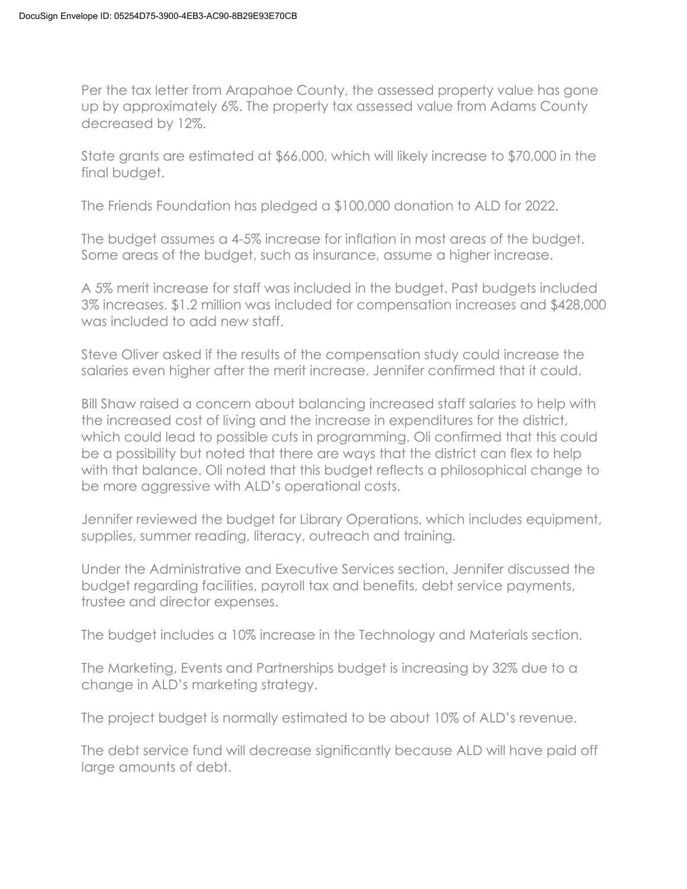Per the tax letter from Arapahoe County, the assessed property value has gone up by approximately 6%. The property tax assessed value from Adams County decreased by 12%.

State grants are estimated at $66,000, which will likely increase to $70,000 in the final budget.

The Friends Foundation has pledged a $100,000 donation to ALD for 2022.

The budget assumes a 4-5% increase for inflation in most areas of the budget. Some areas of the budget, such as insurance, assume a higher increase.

A 5% merit increase for staff was included in the budget. Past budgets included 3% increases. $1.2 million was included for compensation increases and $428,000 was included to add new staff.

Steve Oliver asked if the results of the compensation study could increase the salaries even higher after the merit increase. Jennifer confirmed that it could.

Bill Shaw raised a concern about balancing increased staff salaries to help with the increased cost of living and the increase in expenditures for the district, which could lead to possible cuts in programming. Oli confirmed that this could be a possibility but noted that there are ways that the district can flex to help with that balance. Oli noted that this budget reflects a philosophical change to be more aggressive with ALD's operational costs.

Jennifer reviewed the budget for Library Operations, which includes equipment, supplies, summer reading, literacy, outreach and training.

Under the Administrative and Executive Services section, Jennifer discussed the budget regarding facilities, payroll tax and benefits, debt service payments, trustee and director expenses.

The budget includes a 10% increase in the Technology and Materials section.

The Marketing, Events and Partnerships budget is increasing by 32% due to a change in ALD's marketing strategy.

The project budget is normally estimated to be about 10% of ALD's revenue.

The debt service fund will decrease significantly because ALD will have paid off large amounts of debt.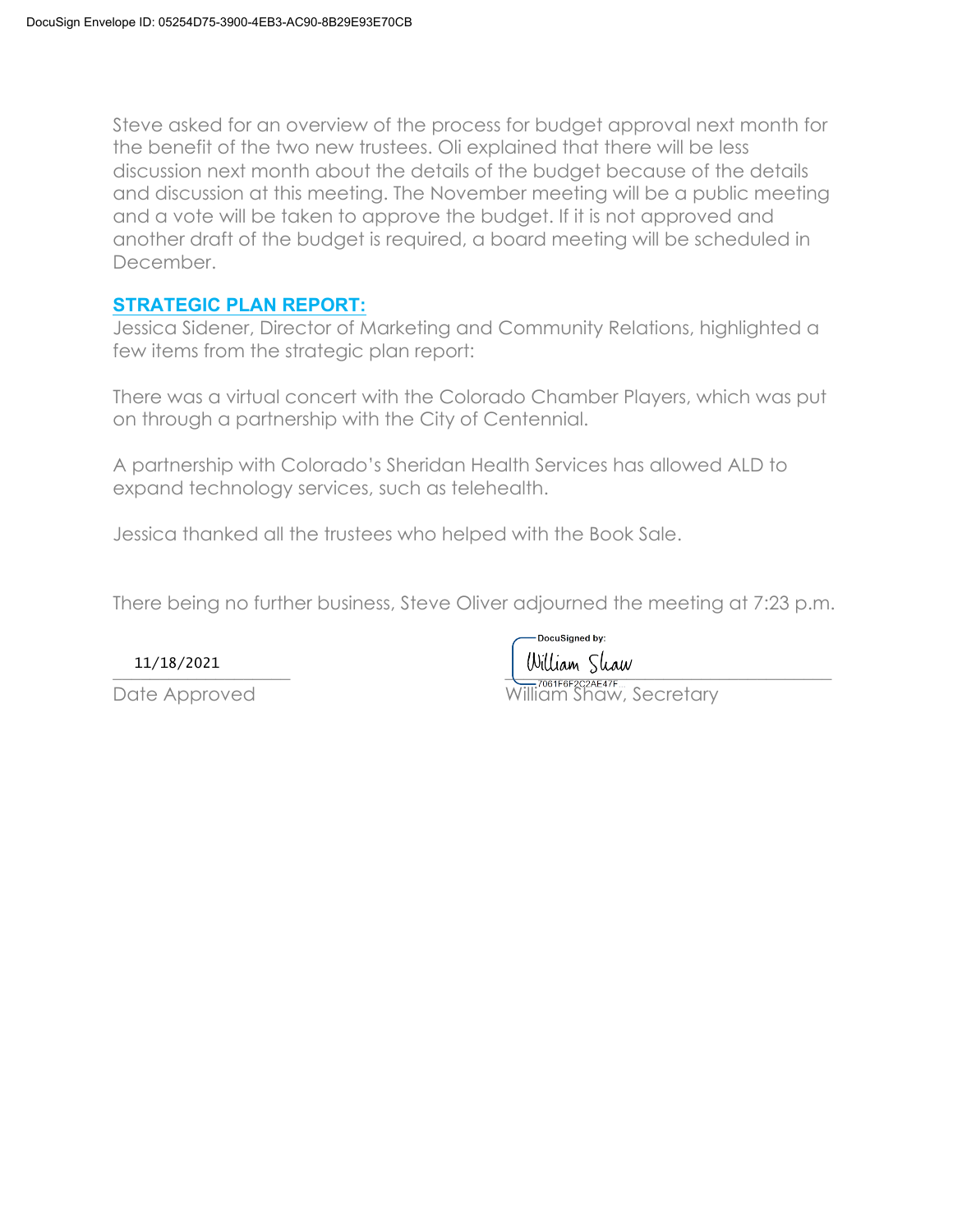Steve asked for an overview of the process for budget approval next month for the benefit of the two new trustees. Oli explained that there will be less discussion next month about the details of the budget because of the details and discussion at this meeting. The November meeting will be a public meeting and a vote will be taken to approve the budget. If it is not approved and another draft of the budget is required, a board meeting will be scheduled in December.

## STRATEGIC PLAN REPORT:

Jessica Sidener, Director of Marketing and Community Relations, highlighted a few items from the strategic plan report:

There was a virtual concert with the Colorado Chamber Players, which was put on through a partnership with the City of Centennial.

A partnership with Colorado's Sheridan Health Services has allowed ALD to expand technology services, such as telehealth.

Jessica thanked all the trustees who helped with the Book Sale.

There being no further business, Steve Oliver adjourned the meeting at 7:23 p.m.

| | |
|---|---|
| 11/18/2021 | DocuSigned by: William Shaw 7061F6F2C2AE47F... |
| Date Approved | William Shaw, Secretary |